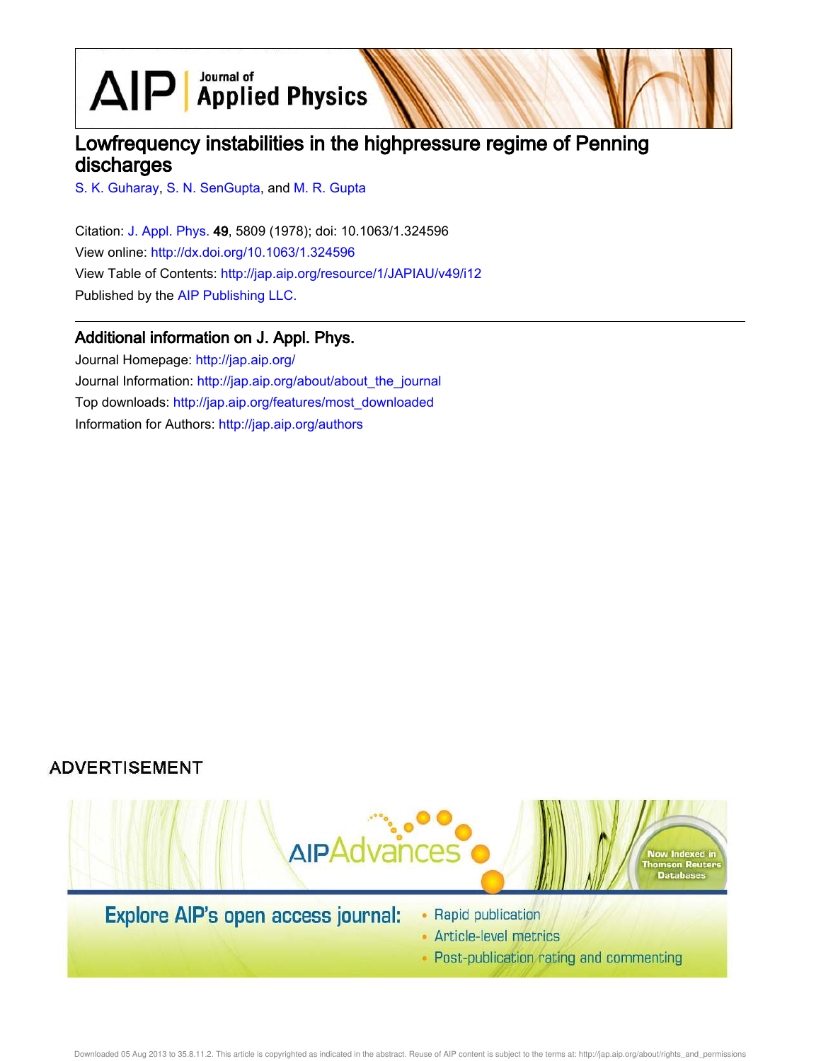# Lowfrequency instabilities in the highpressure regime of Penning discharges

S. K. Guharay, S. N. SenGupta, and M. R. Gupta

Citation: J. Appl. Phys. **49**, 5809 (1978); doi: 10.1063/1.324596

View online: http://dx.doi.org/10.1063/1.324596

View Table of Contents: http://jap.aip.org/resource/1/JAPIAU/v49/i12

Published by the AIP Publishing LLC.

## Additional information on J. Appl. Phys.

Journal Homepage: http://jap.aip.org/

Journal Information: http://jap.aip.org/about/about_the_journal

Top downloads: http://jap.aip.org/features/most_downloaded

Information for Authors: http://jap.aip.org/authors

ADVERTISEMENT

AIPAdvances

Now Indexed in Thomson Reuters Databases

Explore AIP's open access journal:

- Rapid publication
- Article-level metrics
- Post-publication rating and commenting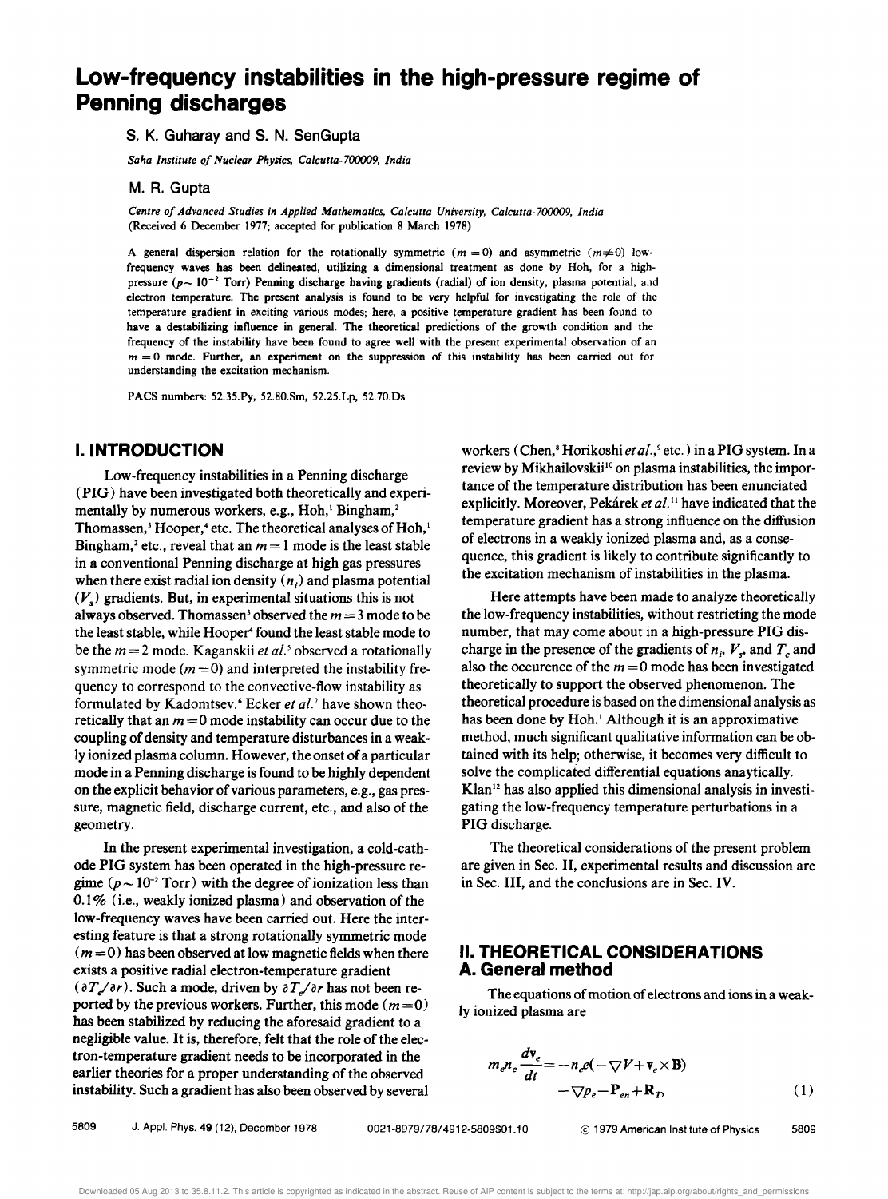# Low-frequency instabilities in the high-pressure regime of Penning discharges

S. K. Guharay and S. N. SenGupta

*Saha Institute of Nuclear Physics, Calcutta-700009, India*

M. R. Gupta

*Centre of Advanced Studies in Applied Mathematics, Calcutta University, Calcutta-700009, India*
(Received 6 December 1977; accepted for publication 8 March 1978)

A general dispersion relation for the rotationally symmetric ($m = 0$) and asymmetric ($m \neq 0$) low-frequency waves has been delineated, utilizing a dimensional treatment as done by Hoh, for a high-pressure ($p \sim 10^{-2}$ Torr) Penning discharge having gradients (radial) of ion density, plasma potential, and electron temperature. The present analysis is found to be very helpful for investigating the role of the temperature gradient in exciting various modes; here, a positive temperature gradient has been found to have a destabilizing influence in general. The theoretical predictions of the growth condition and the frequency of the instability have been found to agree well with the present experimental observation of an $m = 0$ mode. Further, an experiment on the suppression of this instability has been carried out for understanding the excitation mechanism.

PACS numbers: 52.35.Py, 52.80.Sm, 52.25.Lp, 52.70.Ds

## I. INTRODUCTION

Low-frequency instabilities in a Penning discharge (PIG) have been investigated both theoretically and experimentally by numerous workers, e.g., Hoh,[1] Bingham,[2] Thomassen,[3] Hooper,[4] etc. The theoretical analyses of Hoh,[1] Bingham,[2] etc., reveal that an $m = 1$ mode is the least stable in a conventional Penning discharge at high gas pressures when there exist radial ion density ($n_i$) and plasma potential ($V_s$) gradients. But, in experimental situations this is not always observed. Thomassen[3] observed the $m = 3$ mode to be the least stable, while Hooper[4] found the least stable mode to be the $m = 2$ mode. Kaganskii *et al.*[5] observed a rotationally symmetric mode ($m = 0$) and interpreted the instability frequency to correspond to the convective-flow instability as formulated by Kadomtsev.[6] Ecker *et al.*[7] have shown theoretically that an $m = 0$ mode instability can occur due to the coupling of density and temperature disturbances in a weakly ionized plasma column. However, the onset of a particular mode in a Penning discharge is found to be highly dependent on the explicit behavior of various parameters, e.g., gas pressure, magnetic field, discharge current, etc., and also of the geometry.

In the present experimental investigation, a cold-cathode PIG system has been operated in the high-pressure regime ($p \sim 10^{-2}$ Torr) with the degree of ionization less than 0.1% (i.e., weakly ionized plasma) and observation of the low-frequency waves have been carried out. Here the interesting feature is that a strong rotationally symmetric mode ($m = 0$) has been observed at low magnetic fields when there exists a positive radial electron-temperature gradient ($\partial T_e/\partial r$). Such a mode, driven by $\partial T_e/\partial r$ has not been reported by the previous workers. Further, this mode ($m = 0$) has been stabilized by reducing the aforesaid gradient to a negligible value. It is, therefore, felt that the role of the electron-temperature gradient needs to be incorporated in the earlier theories for a proper understanding of the observed instability. Such a gradient has also been observed by several workers (Chen,[8] Horikoshi *et al.*,[9] etc.) in a PIG system. In a review by Mikhailovskii[10] on plasma instabilities, the importance of the temperature distribution has been enunciated explicitly. Moreover, Pekárek *et al.*[11] have indicated that the temperature gradient has a strong influence on the diffusion of electrons in a weakly ionized plasma and, as a consequence, this gradient is likely to contribute significantly to the excitation mechanism of instabilities in the plasma.

Here attempts have been made to analyze theoretically the low-frequency instabilities, without restricting the mode number, that may come about in a high-pressure PIG discharge in the presence of the gradients of $n_i$, $V_s$, and $T_e$ and also the occurence of the $m = 0$ mode has been investigated theoretically to support the observed phenomenon. The theoretical procedure is based on the dimensional analysis as has been done by Hoh.[1] Although it is an approximative method, much significant qualitative information can be obtained with its help; otherwise, it becomes very difficult to solve the complicated differential equations anaytically. Klan[12] has also applied this dimensional analysis in investigating the low-frequency temperature perturbations in a PIG discharge.

The theoretical considerations of the present problem are given in Sec. II, experimental results and discussion are in Sec. III, and the conclusions are in Sec. IV.

## II. THEORETICAL CONSIDERATIONS

### A. General method

The equations of motion of electrons and ions in a weakly ionized plasma are

$$m_e n_e \frac{d\mathbf{v}_e}{dt} = -n_e e(-\nabla V + \mathbf{v}_e \times \mathbf{B}) - \nabla p_e - \mathbf{P}_{en} + \mathbf{R}_T, \tag{1}$$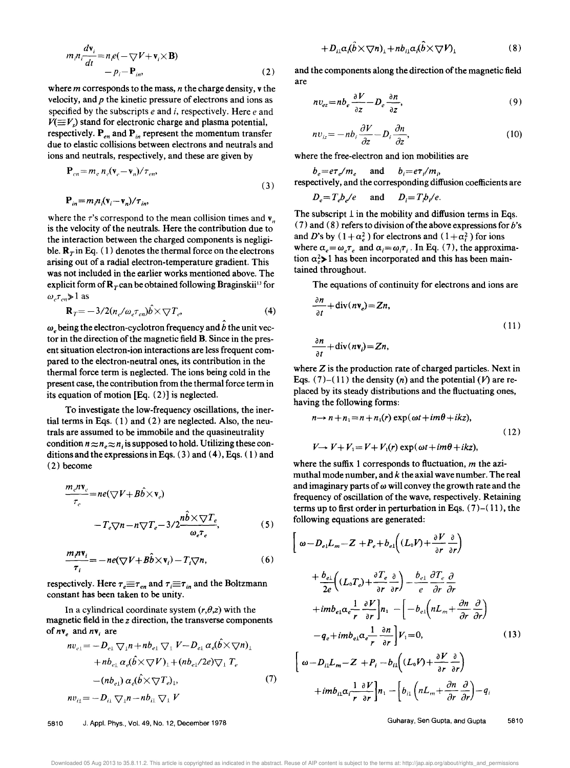$$m_i n_i \frac{d\mathbf{v}_i}{dt} = n_i e(-\nabla V + \mathbf{v}_i \times \mathbf{B}) - p_i - \mathbf{P}_{in}, \tag{2}$$

where $m$ corresponds to the mass, $n$ the charge density, $\mathbf{v}$ the velocity, and $p$ the kinetic pressure of electrons and ions as specified by the subscripts $e$ and $i$, respectively. Here $e$ and $V(\equiv V_s)$ stand for electronic charge and plasma potential, respectively. $\mathbf{P}_{en}$ and $\mathbf{P}_{in}$ represent the momentum transfer due to elastic collisions between electrons and neutrals and ions and neutrals, respectively, and these are given by

$$\mathbf{P}_{en} = m_e n_e(\mathbf{v}_e - \mathbf{v}_n)/\tau_{en},$$
$$\mathbf{P}_{in} = m_i n_i(\mathbf{v}_i - \mathbf{v}_n)/\tau_{in}, \tag{3}$$

where the $\tau$'s correspond to the mean collision times and $\mathbf{v}_n$ is the velocity of the neutrals. Here the contribution due to the interaction between the charged components is negligible. $\mathbf{R}_T$ in Eq. (1) denotes the thermal force on the electrons arising out of a radial electron-temperature gradient. This was not included in the earlier works mentioned above. The explicit form of $\mathbf{R}_T$ can be obtained following Braginskii[13] for $\omega_e \tau_{en} \gg 1$ as

$$\mathbf{R}_T = -3/2(n_e/\omega_e \tau_{en})\hat{b} \times \nabla T_e, \tag{4}$$

$\omega_e$ being the electron-cyclotron frequency and $\hat{b}$ the unit vector in the direction of the magnetic field $\mathbf{B}$. Since in the present situation electron-ion interactions are less frequent compared to the electron-neutral ones, its contribution in the thermal force term is neglected. The ions being cold in the present case, the contribution from the thermal force term in its equation of motion [Eq. (2)] is neglected.

To investigate the low-frequency oscillations, the inertial terms in Eqs. (1) and (2) are neglected. Also, the neutrals are assumed to be immobile and the quasineutrality condition $n \approx n_e \approx n_i$ is supposed to hold. Utilizing these conditions and the expressions in Eqs. (3) and (4), Eqs. (1) and (2) become

$$\frac{m_e n \mathbf{v}_e}{\tau_e} = ne(\nabla V + B\hat{b} \times \mathbf{v}_e) - T_e \nabla n - n\nabla T_e - 3/2 \frac{n\hat{b} \times \nabla T_e}{\omega_e \tau_e}, \tag{5}$$

$$\frac{m_i n \mathbf{v}_i}{\tau_i} = -ne(\nabla V + B\hat{b} \times \mathbf{v}_i) - T_i \nabla n, \tag{6}$$

respectively. Here $\tau_e \equiv \tau_{en}$ and $\tau_i \equiv \tau_{in}$ and the Boltzmann constant has been taken to be unity.

In a cylindrical coordinate system $(r,\theta,z)$ with the magnetic field in the $z$ direction, the transverse components of $n\mathbf{v}_e$ and $n\mathbf{v}_i$ are

$$n v_{e\perp} = -D_{e\perp} \nabla_\perp n + n b_{e\perp} \nabla_\perp V - D_{e\perp} \alpha_e (\hat{b} \times \nabla n)_\perp + n b_{e\perp} \alpha_e (\hat{b} \times \nabla V)_\perp + (n b_{e\perp}/2e) \nabla_\perp T_e - (n b_{e\perp}) \alpha_e (\hat{b} \times \nabla T_e)_\perp, \tag{7}$$

$$n v_{i\perp} = -D_{i\perp} \nabla_\perp n - n b_{i\perp} \nabla_\perp V + D_{i\perp} \alpha_i (\hat{b} \times \nabla n)_\perp + n b_{i\perp} \alpha_i (\hat{b} \times \nabla V)_\perp \tag{8}$$

and the components along the direction of the magnetic field are

$$n v_{ez} = n b_e \frac{\partial V}{\partial z} - D_e \frac{\partial n}{\partial z}, \tag{9}$$

$$n v_{iz} = -n b_i \frac{\partial V}{\partial z} - D_i \frac{\partial n}{\partial z}, \tag{10}$$

where the free-electron and ion mobilities are

$$b_e = e\tau_e/m_e \quad \text{and} \quad b_i = e\tau_i/m_i,$$

respectively, and the corresponding diffusion coefficients are

$$D_e = T_e b_e/e \quad \text{and} \quad D_i = T_i b_i/e.$$

The subscript $\perp$ in the mobility and diffusion terms in Eqs. (7) and (8) refers to division of the above expressions for $b$'s and $D$'s by $(1+\alpha_e^2)$ for electrons and $(1+\alpha_i^2)$ for ions where $\alpha_e = \omega_e \tau_e$ and $\alpha_i = \omega_i \tau_i$. In Eq. (7), the approximation $\alpha_e^2 \gg 1$ has been incorporated and this has been maintained throughout.

The equations of continuity for electrons and ions are

$$\frac{\partial n}{\partial t} + \text{div}(n\mathbf{v}_e) = Zn,$$
$$\frac{\partial n}{\partial t} + \text{div}(n\mathbf{v}_i) = Zn, \tag{11}$$

where $Z$ is the production rate of charged particles. Next in Eqs. (7)–(11) the density ($n$) and the potential ($V$) are replaced by its steady distributions and the fluctuating ones, having the following forms:

$$n \to n + n_1 = n + n_1(r)\exp(\omega t + im\theta + ikz),$$
$$V \to V + V_1 = V + V_1(r)\exp(\omega t + im\theta + ikz), \tag{12}$$

where the suffix 1 corresponds to fluctuation, $m$ the azimuthal mode number, and $k$ the axial wave number. The real and imaginary parts of $\omega$ will convey the growth rate and the frequency of oscillation of the wave, respectively. Retaining terms up to first order in perturbation in Eqs. (7)–(11), the following equations are generated:

$$\left[\omega - D_{e\perp} L_m - Z + P_e + b_{e\perp}\left((L_0 V) + \frac{\partial V}{\partial r}\frac{\partial}{\partial r}\right) + \frac{b_{e\perp}}{2e}\left((L_0 T_e) + \frac{\partial T_e}{\partial r}\frac{\partial}{\partial r}\right) - \frac{b_{e\perp}}{e}\frac{\partial T_e}{\partial r}\frac{\partial}{\partial r} + imb_{e\perp}\alpha_e \frac{1}{r}\frac{\partial V}{\partial r}\right] n_1 - \left[-b_{e\perp}\left(nL_m + \frac{\partial n}{\partial r}\frac{\partial}{\partial r}\right) - q_e + imb_{e\perp}\alpha_e \frac{1}{r}\frac{\partial n}{\partial r}\right] V_1 = 0, \tag{13}$$

$$\left[\omega - D_{i\perp} L_m - Z + P_i - b_{i\perp}\left((L_0 V) + \frac{\partial V}{\partial r}\frac{\partial}{\partial r}\right) + imb_{i\perp}\alpha_i \frac{1}{r}\frac{\partial V}{\partial r}\right] n_1 - \left[b_{i\perp}\left(nL_m + \frac{\partial n}{\partial r}\frac{\partial}{\partial r}\right) - q_i\right.$$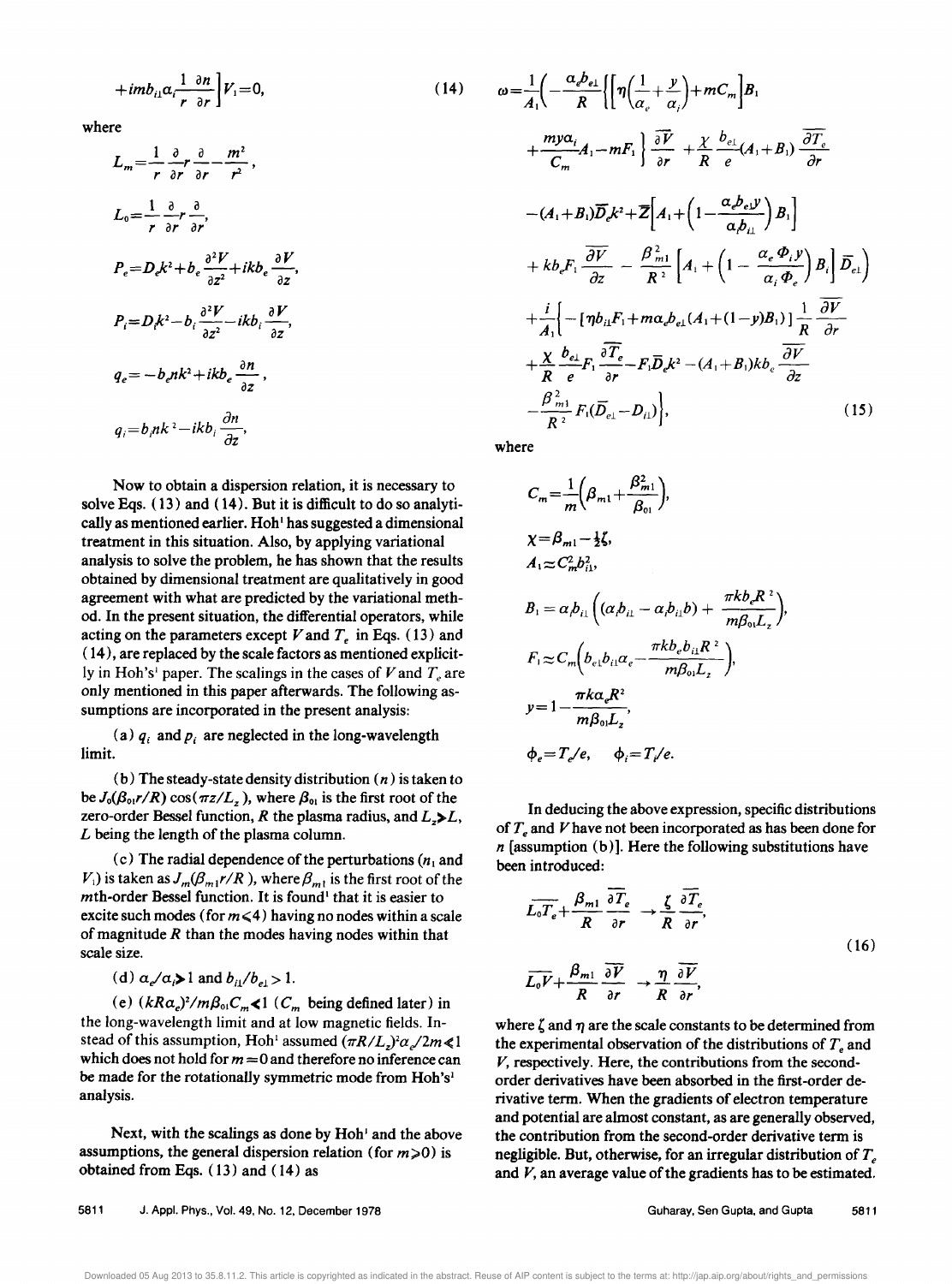$$+imb_{i\parallel}\alpha_i\frac{1}{r}\frac{\partial n}{\partial r}\Big]V_1=0, \tag{14}$$

where

$$L_m=\frac{1}{r}\frac{\partial}{\partial r}r\frac{\partial}{\partial r}-\frac{m^2}{r^2},$$

$$L_0=\frac{1}{r}\frac{\partial}{\partial r}r\frac{\partial}{\partial r},$$

$$P_e=D_ek^2+b_e\frac{\partial^2 V}{\partial z^2}+ikb_e\frac{\partial V}{\partial z},$$

$$P_i=D_ik^2-b_i\frac{\partial^2 V}{\partial z^2}-ikb_i\frac{\partial V}{\partial z},$$

$$q_e=-b_enk^2+ikb_e\frac{\partial n}{\partial z},$$

$$q_i=b_ink^2-ikb_i\frac{\partial n}{\partial z},$$

Now to obtain a dispersion relation, it is necessary to solve Eqs. (13) and (14). But it is difficult to do so analytically as mentioned earlier. Hoh[1] has suggested a dimensional treatment in this situation. Also, by applying variational analysis to solve the problem, he has shown that the results obtained by dimensional treatment are qualitatively in good agreement with what are predicted by the variational method. In the present situation, the differential operators, while acting on the parameters except $V$ and $T_e$ in Eqs. (13) and (14), are replaced by the scale factors as mentioned explicitly in Hoh's[1] paper. The scalings in the cases of $V$ and $T_e$ are only mentioned in this paper afterwards. The following assumptions are incorporated in the present analysis:

(a) $q_i$ and $p_i$ are neglected in the long-wavelength limit.

(b) The steady-state density distribution ($n$) is taken to be $J_0(\beta_{01}r/R)\cos(\pi z/L_z)$, where $\beta_{01}$ is the first root of the zero-order Bessel function, $R$ the plasma radius, and $L_z \gg L$, $L$ being the length of the plasma column.

(c) The radial dependence of the perturbations ($n_1$ and $V_1$) is taken as $J_m(\beta_{m1}r/R)$, where $\beta_{m1}$ is the first root of the $m$th-order Bessel function. It is found[1] that it is easier to excite such modes (for $m \leqslant 4$) having no nodes within a scale of magnitude $R$ than the modes having nodes within that scale size.

(d) $\alpha_e/\alpha_i \gg 1$ and $b_{i\parallel}/b_{e\perp} > 1$.

(e) $(kR\alpha_e)^2/m\beta_{01}C_m \ll 1$ ($C_m$ being defined later) in the long-wavelength limit and at low magnetic fields. Instead of this assumption, Hoh[1] assumed $(\pi R/L_z)^2\alpha_e/2m \ll 1$ which does not hold for $m=0$ and therefore no inference can be made for the rotationally symmetric mode from Hoh's[1] analysis.

Next, with the scalings as done by Hoh[1] and the above assumptions, the general dispersion relation (for $m \geqslant 0$) is obtained from Eqs. (13) and (14) as

$$\begin{aligned}
\omega=\frac{1}{A_1}\bigg(&-\frac{\alpha_e b_{e\perp}}{R}\bigg\{\bigg[\eta\bigg(\frac{1}{\alpha_e}+\frac{y}{\alpha_i}\bigg)+mC_m\bigg]B_1\\
&+\frac{my\alpha_i}{C_m}A_1-mF_1\bigg\}\frac{\overline{\partial V}}{\partial r}+\frac{\chi}{R}\frac{b_{e\perp}}{e}(A_1+B_1)\frac{\overline{\partial T_e}}{\partial r}\\
&-(A_1+B_1)\overline{D}_ek^2+\overline{Z}\bigg[A_1+\bigg(1-\frac{\alpha_e b_{e\perp}y}{\alpha_i b_{i\parallel}}\bigg)B_1\bigg]\\
&+kb_eF_1\frac{\overline{\partial V}}{\partial z}-\frac{\beta_{m1}^2}{R^2}\bigg[A_1+\bigg(1-\frac{\alpha_e\Phi_i y}{\alpha_i\Phi_e}\bigg)B_i\bigg]\overline{D}_{e\perp}\bigg)\\
&+\frac{i}{A_1}\bigg\{-[\eta b_{i\parallel}F_1+m\alpha_e b_{e\perp}(A_1+(1-y)B_1)]\frac{1}{R}\frac{\overline{\partial V}}{\partial r}\\
&+\frac{\chi}{R}\frac{b_{e\perp}}{e}F_1\frac{\overline{\partial T_e}}{\partial r}-F_1\overline{D}_ek^2-(A_1+B_1)kb_e\frac{\overline{\partial V}}{\partial z}\\
&-\frac{\beta_{m1}^2}{R^2}F_1(\overline{D}_{e\perp}-D_{i\perp})\bigg\},
\end{aligned} \tag{15}$$

where

$$C_m=\frac{1}{m}\bigg(\beta_{m1}+\frac{\beta_{m1}^2}{\beta_{01}}\bigg),$$

$$\chi=\beta_{m1}-\tfrac{1}{2}\zeta,$$

$$A_1\simeq C_m^2 b_{i\parallel}^2,$$

$$B_1=\alpha_i b_{i\perp}\bigg((\alpha_i b_{i\perp}-\alpha_i b_{i\parallel}b)+\frac{\pi k b_e R^2}{m\beta_{01}L_z}\bigg),$$

$$F_1\simeq C_m\bigg(b_{e\perp}b_{i\parallel}\alpha_e-\frac{\pi k b_e b_{i\parallel}R^2}{m\beta_{01}L_z}\bigg),$$

$$y=1-\frac{\pi k\alpha_e R^2}{m\beta_{01}L_z},$$

$$\phi_e=T_e/e,\quad \phi_i=T_i/e.$$

In deducing the above expression, specific distributions of $T_e$ and $V$ have not been incorporated as has been done for $n$ [assumption (b)]. Here the following substitutions have been introduced:

$$\begin{aligned}
\overline{L_0T_e}+\frac{\beta_{m1}}{R}\frac{\overline{\partial T_e}}{\partial r}&\rightarrow\frac{\zeta}{R}\frac{\overline{\partial T_e}}{\partial r},\\
\overline{L_0V}+\frac{\beta_{m1}}{R}\frac{\overline{\partial V}}{\partial r}&\rightarrow\frac{\eta}{R}\frac{\overline{\partial V}}{\partial r},
\end{aligned} \tag{16}$$

where $\zeta$ and $\eta$ are the scale constants to be determined from the experimental observation of the distributions of $T_e$ and $V$, respectively. Here, the contributions from the second-order derivatives have been absorbed in the first-order derivative term. When the gradients of electron temperature and potential are almost constant, as are generally observed, the contribution from the second-order derivative term is negligible. But, otherwise, for an irregular distribution of $T_e$ and $V$, an average value of the gradients has to be estimated.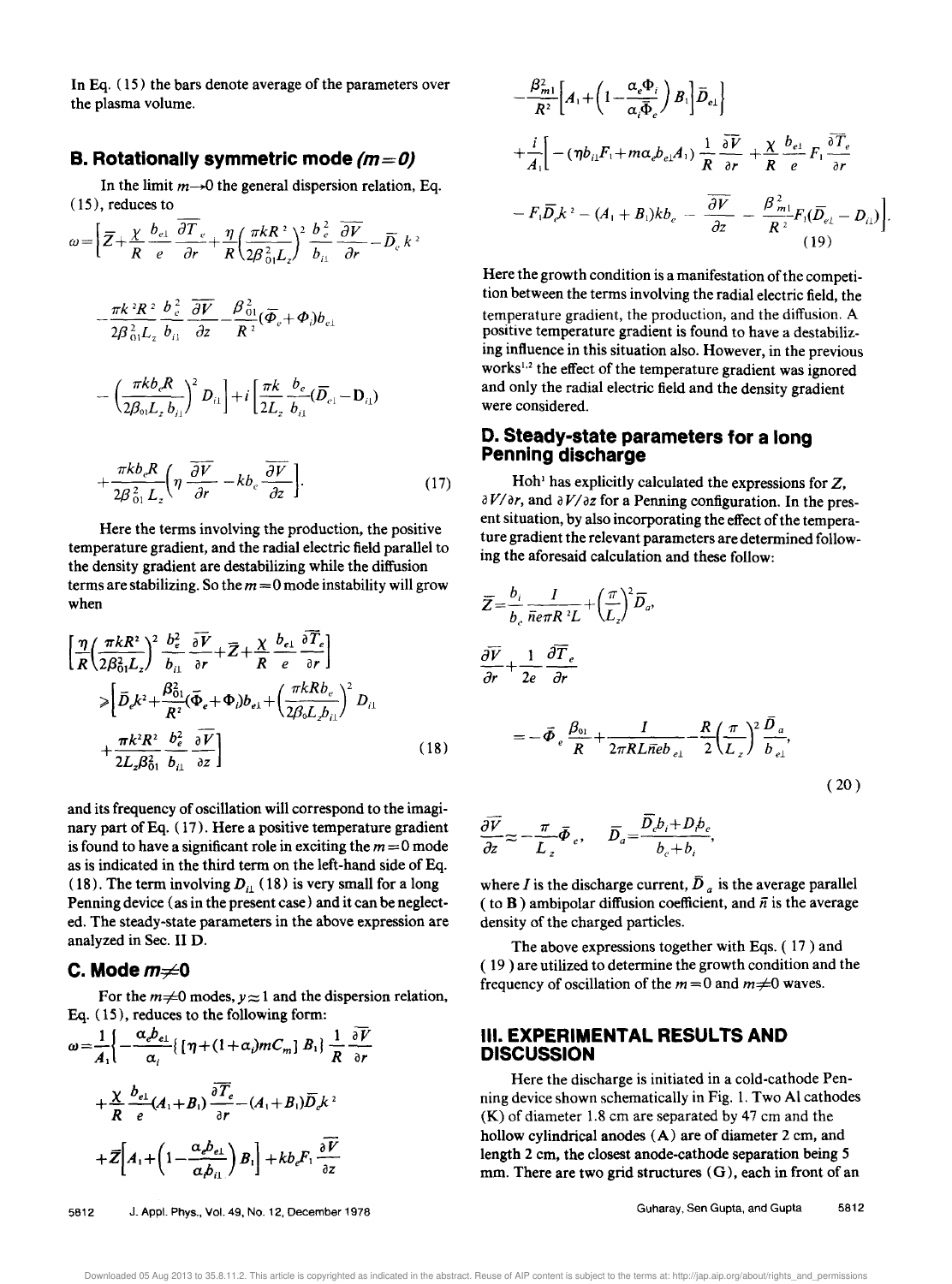In Eq. (15) the bars denote average of the parameters over the plasma volume.

## B. Rotationally symmetric mode $(m=0)$

In the limit $m\to 0$ the general dispersion relation, Eq. (15), reduces to

$$\omega=\Bigg[\bar{Z}+\frac{\chi}{R}\frac{b_{e\perp}}{e}\frac{\partial \overline{T}_e}{\partial r}+\frac{\eta}{R}\left(\frac{\pi k R^2}{2\beta_{01}^2 L_z}\right)^2\frac{b_e^2}{b_{i\perp}}\frac{\partial \overline{V}}{\partial r}-\overline{D}_e k^2$$

$$-\frac{\pi k^2 R^2}{2\beta_{01}^2 L_z}\frac{b_e^2}{b_{i\perp}}\frac{\partial \overline{V}}{\partial z}-\frac{\beta_{01}^2}{R^2}(\overline{\Phi}_e+\Phi_i)b_{e\perp}$$

$$-\left(\frac{\pi k b_e R}{2\beta_{01}L_z b_{i\perp}}\right)^2 D_{i\perp}\Bigg]+i\Bigg[\frac{\pi k}{2L_z}\frac{b_e}{b_{i\perp}}(\overline{D}_{e\perp}-\mathbf{D}_{i\perp})$$

$$+\frac{\pi k b_e R}{2\beta_{01}^2 L_z}\left(\eta\frac{\partial \overline{V}}{\partial r}-k b_e\frac{\partial \overline{V}}{\partial z}\right)\Bigg]. \tag{17}$$

Here the terms involving the production, the positive temperature gradient, and the radial electric field parallel to the density gradient are destabilizing while the diffusion terms are stabilizing. So the $m=0$ mode instability will grow when

$$\left[\frac{\eta}{R}\left(\frac{\pi k R^2}{2\beta_{01}^2 L_z}\right)^2\frac{b_e^2}{b_{i\perp}}\frac{\partial \overline{V}}{\partial r}+\bar{Z}+\frac{\chi}{R}\frac{b_{e\perp}}{e}\frac{\partial \overline{T}_e}{\partial r}\right]$$

$$\geqslant\left[\overline{D}_e k^2+\frac{\beta_{01}^2}{R^2}(\overline{\Phi}_e+\Phi_i)b_{e\perp}+\left(\frac{\pi k R b_e}{2\beta_0 L_z b_{i\perp}}\right)^2 D_{i\perp}\right.$$

$$\left.+\frac{\pi k^2 R^2}{2L_z\beta_{01}^2}\frac{b_e^2}{b_{i\perp}}\frac{\partial \overline{V}}{\partial z}\right] \tag{18}$$

and its frequency of oscillation will correspond to the imaginary part of Eq. (17). Here a positive temperature gradient is found to have a significant role in exciting the $m=0$ mode as is indicated in the third term on the left-hand side of Eq. (18). The term involving $D_{i\perp}$ (18) is very small for a long Penning device (as in the present case) and it can be neglected. The steady-state parameters in the above expression are analyzed in Sec. II D.

## C. Mode $m\neq 0$

For the $m\neq 0$ modes, $y\approx 1$ and the dispersion relation, Eq. (15), reduces to the following form:

$$\omega=\frac{1}{A_1}\Bigg\{-\frac{\alpha_e b_{e\perp}}{\alpha_i}\{[\eta+(1+\alpha_i)mC_m]B_1\}\frac{1}{R}\frac{\partial \overline{V}}{\partial r}$$

$$+\frac{\chi}{R}\frac{b_{e\perp}}{e}(A_1+B_1)\frac{\partial \overline{T}_e}{\partial r}-(A_1+B_1)\overline{D}_e k^2$$

$$+\bar{Z}\left[A_1+\left(1-\frac{\alpha_e b_{e\perp}}{\alpha_i b_{i\perp}}\right)B_1\right]+k b_e F_1\frac{\partial \overline{V}}{\partial z}$$

$$-\frac{\beta_{m1}^2}{R^2}\left[A_1+\left(1-\frac{\alpha_e\Phi_i}{\alpha_i\overline{\Phi}_e}\right)B_1\right]\overline{D}_{e\perp}\Bigg\}$$

$$+\frac{i}{A_1}\Bigg[-(\eta b_{i\perp}F_1+m\alpha_e b_{e\perp}A_1)\frac{1}{R}\frac{\partial \overline{V}}{\partial r}+\frac{\chi}{R}\frac{b_{e1}}{e}F_1\frac{\partial \overline{T}_e}{\partial r}$$

$$-F_1\overline{D}_e k^2-(A_1+B_1)k b_e-\frac{\partial \overline{V}}{\partial z}-\frac{\beta_{m1}^2}{R^2}F_1(\overline{D}_{e\perp}-D_{i\perp})\Bigg]. \tag{19}$$

Here the growth condition is a manifestation of the competition between the terms involving the radial electric field, the temperature gradient, the production, and the diffusion. A positive temperature gradient is found to have a destabilizing influence in this situation also. However, in the previous works[1,2] the effect of the temperature gradient was ignored and only the radial electric field and the density gradient were considered.

## D. Steady-state parameters for a long Penning discharge

Hoh[1] has explicitly calculated the expressions for $Z$, $\partial V/\partial r$, and $\partial V/\partial z$ for a Penning configuration. In the present situation, by also incorporating the effect of the temperature gradient the relevant parameters are determined following the aforesaid calculation and these follow:

$$\bar{Z}=\frac{b_i}{b_e}\frac{I}{\bar{n}e\pi R^2 L}+\left(\frac{\pi}{L_z}\right)^2\overline{D}_a,$$

$$\frac{\partial \overline{V}}{\partial r}+\frac{1}{2e}\frac{\partial \overline{T}_e}{\partial r}$$

$$=-\overline{\Phi}_e\frac{\beta_{01}}{R}+\frac{I}{2\pi R L\bar{n}e b_{e\perp}}-\frac{R}{2}\left(\frac{\pi}{L_z}\right)^2\frac{\overline{D}_a}{b_{e\perp}}, \tag{20}$$

$$\frac{\partial \overline{V}}{\partial z}\approx-\frac{\pi}{L_z}\overline{\Phi}_e,\qquad \overline{D}_a=\frac{\overline{D}_e b_i+D_i b_e}{b_e+b_i},$$

where $I$ is the discharge current, $\overline{D}_a$ is the average parallel (to $\mathbf{B}$) ambipolar diffusion coefficient, and $\bar{n}$ is the average density of the charged particles.

The above expressions together with Eqs. (17) and (19) are utilized to determine the growth condition and the frequency of oscillation of the $m=0$ and $m\neq 0$ waves.

# III. EXPERIMENTAL RESULTS AND DISCUSSION

Here the discharge is initiated in a cold-cathode Penning device shown schematically in Fig. 1. Two Al cathodes (K) of diameter 1.8 cm are separated by 47 cm and the hollow cylindrical anodes (A) are of diameter 2 cm, and length 2 cm, the closest anode-cathode separation being 5 mm. There are two grid structures (G), each in front of an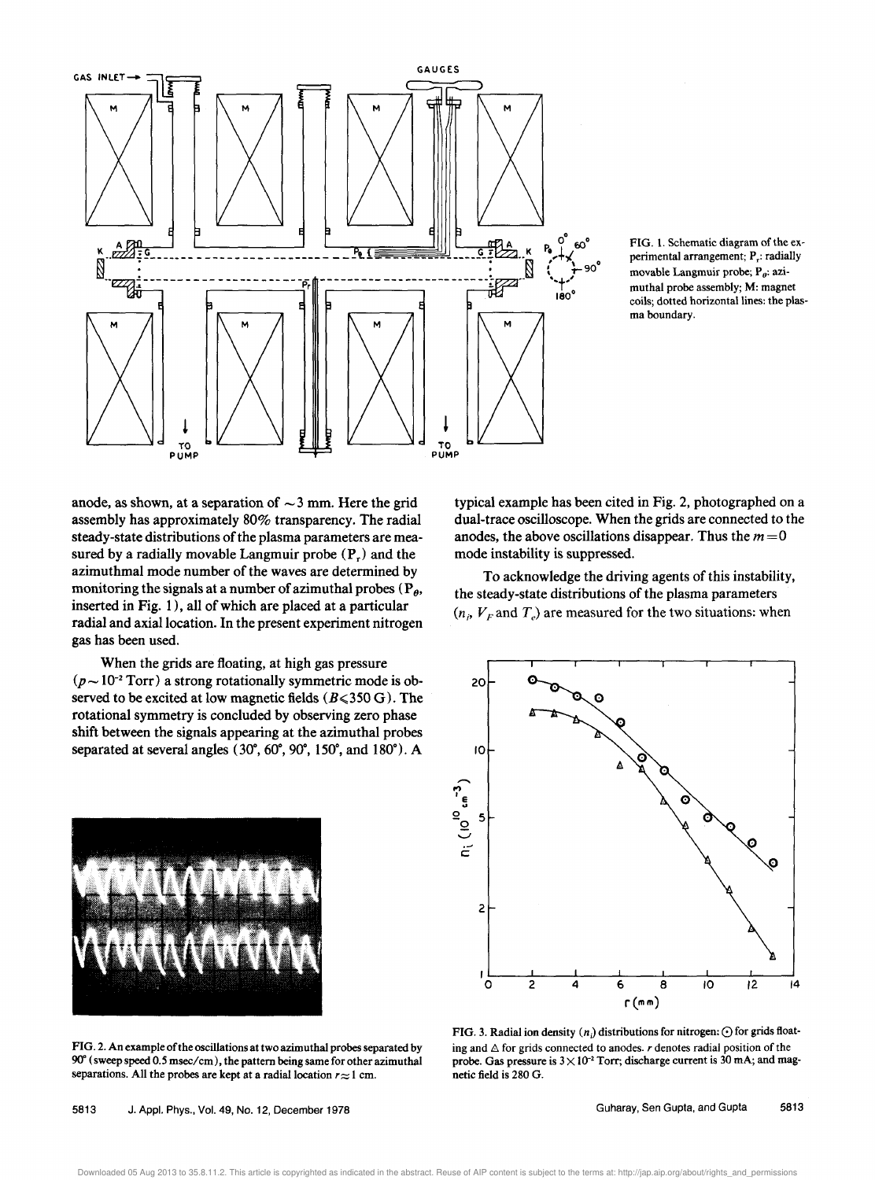GAS INLET
GAUGES
M
K
A
G
$P_\theta$
$P_r$
TO PUMP
0°
60°
90°
180°

FIG. 1. Schematic diagram of the experimental arrangement; $P_r$: radially movable Langmuir probe; $P_\theta$: azimuthal probe assembly; M: magnet coils; dotted horizontal lines: the plasma boundary.

anode, as shown, at a separation of $\sim 3$ mm. Here the grid assembly has approximately 80% transparency. The radial steady-state distributions of the plasma parameters are measured by a radially movable Langmuir probe ($P_r$) and the azimuthmal mode number of the waves are determined by monitoring the signals at a number of azimuthal probes ($P_\theta$, inserted in Fig. 1), all of which are placed at a particular radial and axial location. In the present experiment nitrogen gas has been used.

When the grids are floating, at high gas pressure ($p \sim 10^{-2}$ Torr) a strong rotationally symmetric mode is observed to be excited at low magnetic fields ($B \leqslant 350$ G). The rotational symmetry is concluded by observing zero phase shift between the signals appearing at the azimuthal probes separated at several angles (30°, 60°, 90°, 150°, and 180°). A typical example has been cited in Fig. 2, photographed on a dual-trace oscilloscope. When the grids are connected to the anodes, the above oscillations disappear. Thus the $m = 0$ mode instability is suppressed.

To acknowledge the driving agents of this instability, the steady-state distributions of the plasma parameters ($n_i$, $V_F$ and $T_e$) are measured for the two situations: when

FIG. 2. An example of the oscillations at two azimuthal probes separated by 90° (sweep speed 0.5 msec/cm), the pattern being same for other azimuthal separations. All the probes are kept at a radial location $r \approx 1$ cm.

$n_i$ ($10^{10}$ cm$^{-3}$)
20
10
5
2
1
0
2
4
6
8
10
12
14
r (mm)

FIG. 3. Radial ion density ($n_i$) distributions for nitrogen: ⊙ for grids floating and △ for grids connected to anodes. $r$ denotes radial position of the probe. Gas pressure is $3 \times 10^{-2}$ Torr; discharge current is 30 mA; and magnetic field is 280 G.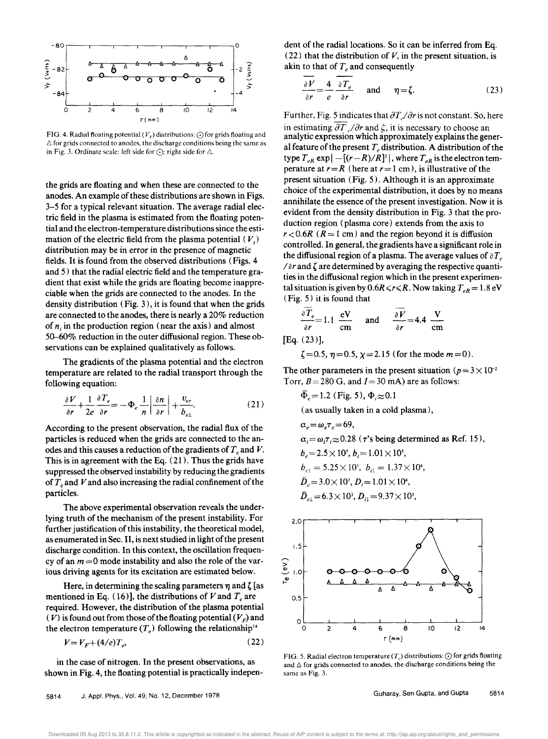-80
-82
-84
$V_F$ (Volts)
0
-2
-4
$V_F$ (Volts)
0 2 4 6 8 10 12 14
r (mm)

FIG. 4. Radial floating potential ($V_f$) distributions: ⊙ for grids floating and △ for grids connected to anodes, the discharge conditions being the same as in Fig. 3. Ordinate scale: left side for ⊙; right side for △.

the grids are floating and when these are connected to the anodes. An example of these distributions are shown in Figs. 3–5 for a typical relevant situation. The average radial electric field in the plasma is estimated from the floating potential and the electron-temperature distributions since the estimation of the electric field from the plasma potential ($V_s$) distribution may be in error in the presence of magnetic fields. It is found from the observed distributions (Figs. 4 and 5) that the radial electric field and the temperature gradient that exist while the grids are floating become inappreciable when the grids are connected to the anodes. In the density distribution (Fig. 3), it is found that when the grids are connected to the anodes, there is nearly a 20% reduction of $n_i$ in the production region (near the axis) and almost 50–60% reduction in the outer diffusional region. These observations can be explained qualitatively as follows.

The gradients of the plasma potential and the electron temperature are related to the radial transport through the following equation:

$$\frac{\partial V}{\partial r}+\frac{1}{2e}\frac{\partial T_e}{\partial r}=-\Phi_e\frac{1}{n}\left|\frac{\partial n}{\partial r}\right|+\frac{v_{er}}{b_{e\perp}}. \tag{21}$$

According to the present observation, the radial flux of the particles is reduced when the grids are connected to the anodes and this causes a reduction of the gradients of $T_e$ and $V$. This is in agreement with the Eq. (21). Thus the grids have suppressed the observed instability by reducing the gradients of $T_e$ and $V$ and also increasing the radial confinement of the particles.

The above experimental observation reveals the underlying truth of the mechanism of the present instability. For further justification of this instability, the theoretical model, as enumerated in Sec. II, is next studied in light of the present discharge condition. In this context, the oscillation frequency of an $m=0$ mode instability and also the role of the various driving agents for its excitation are estimated below.

Here, in determining the scaling parameters $\eta$ and $\zeta$ [as mentioned in Eq. (16)], the distributions of $V$ and $T_e$ are required. However, the distribution of the plasma potential ($V$) is found out from those of the floating potential ($V_F$) and the electron temperature ($T_e$) following the relationship[14]

$$V=V_F+(4/e)T_e, \tag{22}$$

in the case of nitrogen. In the present observations, as shown in Fig. 4, the floating potential is practically independent of the radial locations. So it can be inferred from Eq. (22) that the distribution of $V$, in the present situation, is akin to that of $T_e$ and consequently

$$\overline{\frac{\partial V}{\partial r}}=\frac{4}{e}\overline{\frac{\partial T_e}{\partial r}} \quad \text{and} \quad \eta=\zeta. \tag{23}$$

Further, Fig. 5 indicates that $\partial T_e/\partial r$ is not constant. So, here in estimating $\overline{\partial T_e/\partial r}$ and $\zeta$, it is necessary to choose an analytic expression which approximately explains the general feature of the present $T_e$ distribution. A distribution of the type $T_{eR}\exp\{-[(r-R)/R]^2\}$, where $T_{eR}$ is the electron temperature at $r=R$ (here at $r=1$ cm), is illustrative of the present situation (Fig. 5). Although it is an approximate choice of the experimental distribution, it does by no means annihilate the essence of the present investigation. Now it is evident from the density distribution in Fig. 3 that the production region (plasma core) extends from the axis to $r<0.6R$ ($R=1$ cm) and the region beyond it is diffusion controlled. In general, the gradients have a significant role in the diffusional region of a plasma. The average values of $\partial T_e/\partial r$ and $\zeta$ are determined by averaging the respective quantities in the diffusional region which in the present experimental situation is given by $0.6R\leqslant r\leqslant R$. Now taking $T_{eR}=1.8$ eV (Fig. 5) it is found that

$$\overline{\frac{\partial T_e}{\partial r}}=1.1\ \frac{\text{eV}}{\text{cm}} \quad \text{and} \quad \overline{\frac{\partial V}{\partial r}}=4.4\ \frac{\text{V}}{\text{cm}}$$

[Eq. (23)],

$\zeta=0.5$, $\eta=0.5$, $\chi=2.15$ (for the mode $m=0$).

The other parameters in the present situation ($p=3\times10^{-2}$ Torr, $B=280$ G, and $I=30$ mA) are as follows:

$\bar{\Phi}_e=1.2$ (Fig. 5), $\Phi_i\approx0.1$

(as usually taken in a cold plasma),

$\alpha_e=\omega_e\tau_e=69$,

$\alpha_i=\omega_i\tau_i\approx0.28$ ($\tau$'s being determined as Ref. 15),

$b_e=2.5\times10^7$, $b_i=1.01\times10^5$,

$b_{e\perp}=5.25\times10^3$, $b_{i\perp}=1.37\times10^4$,

$\bar{D}_e=3.0\times10^7$, $D_i=1.01\times10^4$,

$\bar{D}_{e\perp}=6.3\times10^3$, $D_{i\perp}=9.37\times10^3$,

2.0
1.5
1.0
0.5
0
$T_e$ (eV)
0 2 4 6 8 10 12 14
r (mm)

FIG. 5. Radial electron temperature ($T_e$) distributions: ⊙ for grids floating and △ for grids connected to anodes, the discharge conditions being the same as Fig. 3.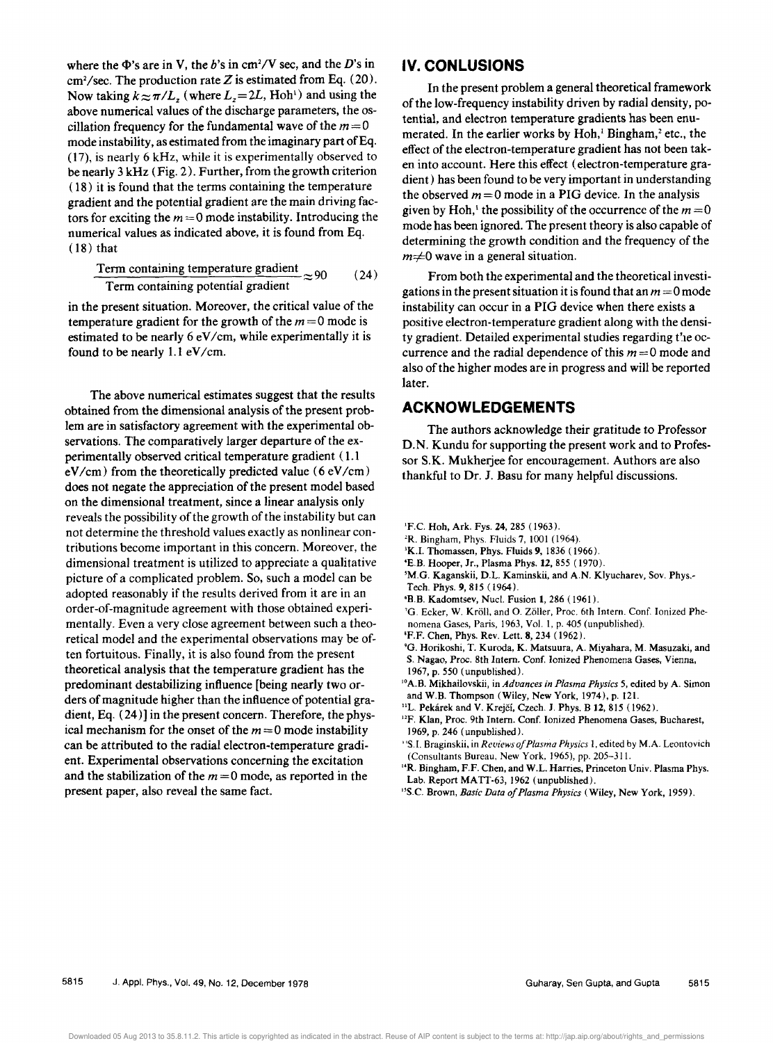where the Φ's are in V, the $b$'s in cm$^2$/V sec, and the $D$'s in cm$^2$/sec. The production rate $Z$ is estimated from Eq. (20). Now taking $k \approx \pi/L_z$ (where $L_z = 2L$, Hoh[1]) and using the above numerical values of the discharge parameters, the oscillation frequency for the fundamental wave of the $m=0$ mode instability, as estimated from the imaginary part of Eq. (17), is nearly 6 kHz, while it is experimentally observed to be nearly 3 kHz (Fig. 2). Further, from the growth criterion (18) it is found that the terms containing the temperature gradient and the potential gradient are the main driving factors for exciting the $m=0$ mode instability. Introducing the numerical values as indicated above, it is found from Eq. (18) that

$$\frac{\text{Term containing temperature gradient}}{\text{Term containing potential gradient}} \approx 90 \tag{24}$$

in the present situation. Moreover, the critical value of the temperature gradient for the growth of the $m=0$ mode is estimated to be nearly 6 eV/cm, while experimentally it is found to be nearly 1.1 eV/cm.

The above numerical estimates suggest that the results obtained from the dimensional analysis of the present problem are in satisfactory agreement with the experimental observations. The comparatively larger departure of the experimentally observed critical temperature gradient (1.1 eV/cm) from the theoretically predicted value (6 eV/cm) does not negate the appreciation of the present model based on the dimensional treatment, since a linear analysis only reveals the possibility of the growth of the instability but can not determine the threshold values exactly as nonlinear contributions become important in this concern. Moreover, the dimensional treatment is utilized to appreciate a qualitative picture of a complicated problem. So, such a model can be adopted reasonably if the results derived from it are in an order-of-magnitude agreement with those obtained experimentally. Even a very close agreement between such a theoretical model and the experimental observations may be often fortuitous. Finally, it is also found from the present theoretical analysis that the temperature gradient has the predominant destabilizing influence [being nearly two orders of magnitude higher than the influence of potential gradient, Eq. (24)] in the present concern. Therefore, the physical mechanism for the onset of the $m=0$ mode instability can be attributed to the radial electron-temperature gradient. Experimental observations concerning the excitation and the stabilization of the $m=0$ mode, as reported in the present paper, also reveal the same fact.

## IV. CONLUSIONS

In the present problem a general theoretical framework of the low-frequency instability driven by radial density, potential, and electron temperature gradients has been enumerated. In the earlier works by Hoh,[1] Bingham,[2] etc., the effect of the electron-temperature gradient has not been taken into account. Here this effect (electron-temperature gradient) has been found to be very important in understanding the observed $m=0$ mode in a PIG device. In the analysis given by Hoh,[1] the possibility of the occurrence of the $m=0$ mode has been ignored. The present theory is also capable of determining the growth condition and the frequency of the $m \neq 0$ wave in a general situation.

From both the experimental and the theoretical investigations in the present situation it is found that an $m=0$ mode instability can occur in a PIG device when there exists a positive electron-temperature gradient along with the density gradient. Detailed experimental studies regarding the occurrence and the radial dependence of this $m=0$ mode and also of the higher modes are in progress and will be reported later.

## ACKNOWLEDGEMENTS

The authors acknowledge their gratitude to Professor D.N. Kundu for supporting the present work and to Professor S.K. Mukherjee for encouragement. Authors are also thankful to Dr. J. Basu for many helpful discussions.

[1] F.C. Hoh, Ark. Fys. **24**, 285 (1963).
[2] R. Bingham, Phys. Fluids **7**, 1001 (1964).
[3] K.I. Thomassen, Phys. Fluids **9**, 1836 (1966).
[4] E.B. Hooper, Jr., Plasma Phys. **12**, 855 (1970).
[5] M.G. Kaganskii, D.L. Kaminskii, and A.N. Klyucharev, Sov. Phys.-Tech. Phys. **9**, 815 (1964).
[6] B.B. Kadomtsev, Nucl. Fusion **1**, 286 (1961).
[7] G. Ecker, W. Kröll, and O. Zöller, Proc. 6th Intern. Conf. Ionized Phenomena Gases, Paris, 1963, Vol. 1, p. 405 (unpublished).
[8] F.F. Chen, Phys. Rev. Lett. **8**, 234 (1962).
[9] G. Horikoshi, T. Kuroda, K. Matsuura, A. Miyahara, M. Masuzaki, and S. Nagao, Proc. 8th Intern. Conf. Ionized Phenomena Gases, Vienna, 1967, p. 550 (unpublished).
[10] A.B. Mikhailovskii, in *Advances in Plasma Physics* 5, edited by A. Simon and W.B. Thompson (Wiley, New York, 1974), p. 121.
[11] L. Pekárek and V. Krejčí, Czech. J. Phys. B **12**, 815 (1962).
[12] F. Klan, Proc. 9th Intern. Conf. Ionized Phenomena Gases, Bucharest, 1969, p. 246 (unpublished).
[13] S.I. Braginskii, in *Reviews of Plasma Physics* 1, edited by M.A. Leontovich (Consultants Bureau, New York, 1965), pp. 205–311.
[14] R. Bingham, F.F. Chen, and W.L. Harries, Princeton Univ. Plasma Phys. Lab. Report MATT-63, 1962 (unpublished).
[15] S.C. Brown, *Basic Data of Plasma Physics* (Wiley, New York, 1959).